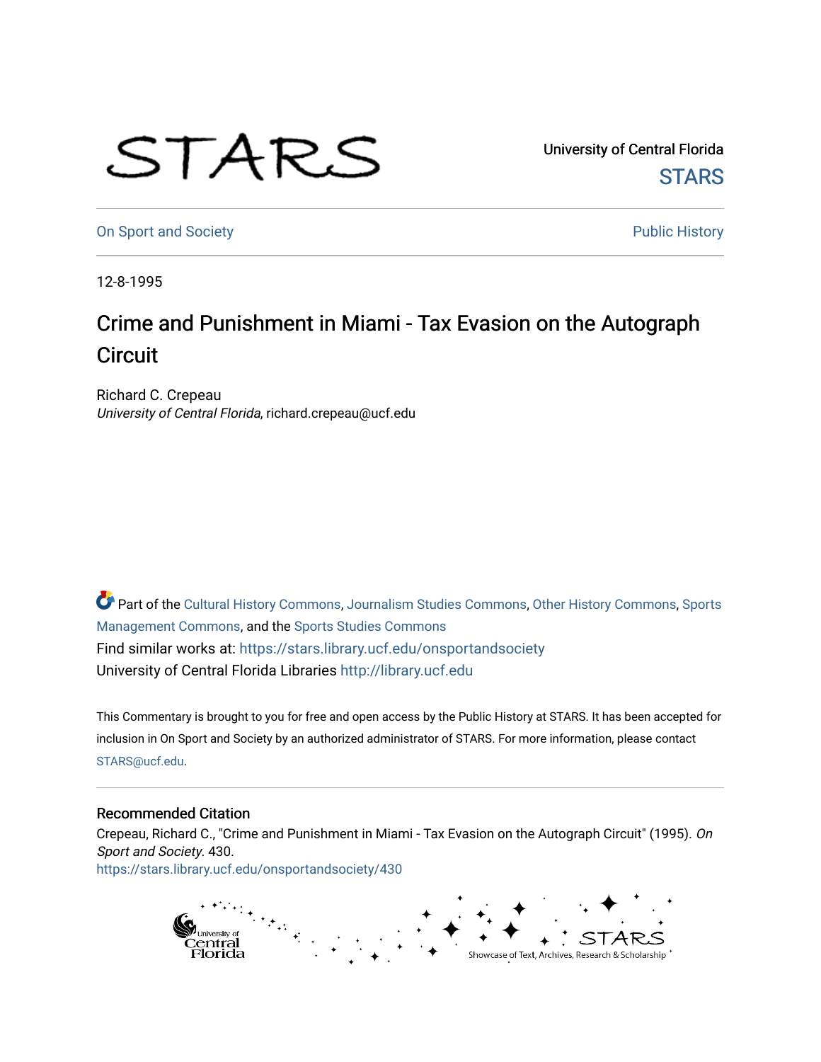STARS

University of Central Florida
STARS

On Sport and Society

Public History

12-8-1995

# Crime and Punishment in Miami - Tax Evasion on the Autograph Circuit

Richard C. Crepeau
*University of Central Florida*, richard.crepeau@ucf.edu

Part of the Cultural History Commons, Journalism Studies Commons, Other History Commons, Sports Management Commons, and the Sports Studies Commons
Find similar works at: https://stars.library.ucf.edu/onsportandsociety
University of Central Florida Libraries http://library.ucf.edu

This Commentary is brought to you for free and open access by the Public History at STARS. It has been accepted for inclusion in On Sport and Society by an authorized administrator of STARS. For more information, please contact STARS@ucf.edu.

## Recommended Citation

Crepeau, Richard C., "Crime and Punishment in Miami - Tax Evasion on the Autograph Circuit" (1995). *On Sport and Society*. 430.
https://stars.library.ucf.edu/onsportandsociety/430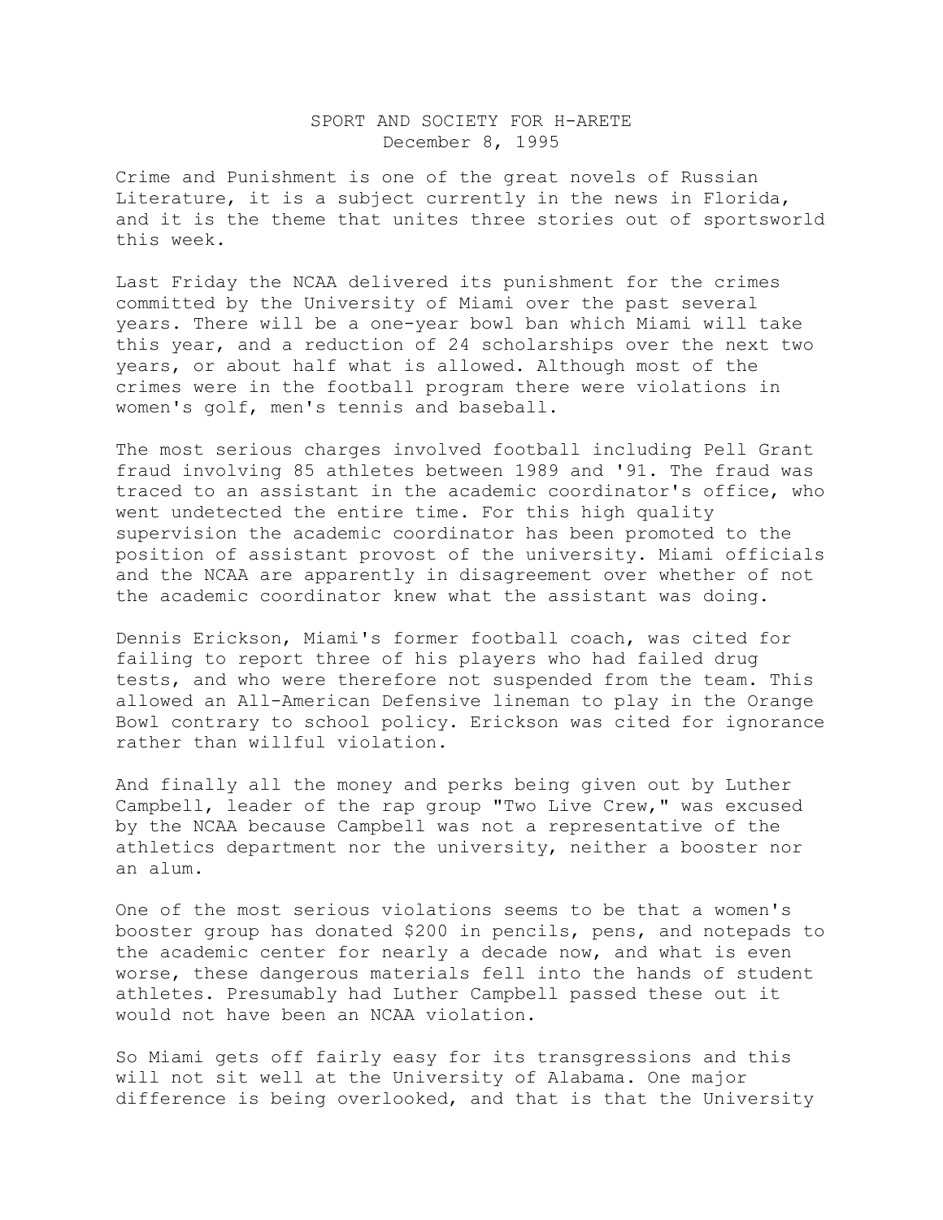# SPORT AND SOCIETY FOR H-ARETE
December 8, 1995

Crime and Punishment is one of the great novels of Russian Literature, it is a subject currently in the news in Florida, and it is the theme that unites three stories out of sportsworld this week.

Last Friday the NCAA delivered its punishment for the crimes committed by the University of Miami over the past several years. There will be a one-year bowl ban which Miami will take this year, and a reduction of 24 scholarships over the next two years, or about half what is allowed. Although most of the crimes were in the football program there were violations in women's golf, men's tennis and baseball.

The most serious charges involved football including Pell Grant fraud involving 85 athletes between 1989 and '91. The fraud was traced to an assistant in the academic coordinator's office, who went undetected the entire time. For this high quality supervision the academic coordinator has been promoted to the position of assistant provost of the university. Miami officials and the NCAA are apparently in disagreement over whether of not the academic coordinator knew what the assistant was doing.

Dennis Erickson, Miami's former football coach, was cited for failing to report three of his players who had failed drug tests, and who were therefore not suspended from the team. This allowed an All-American Defensive lineman to play in the Orange Bowl contrary to school policy. Erickson was cited for ignorance rather than willful violation.

And finally all the money and perks being given out by Luther Campbell, leader of the rap group "Two Live Crew," was excused by the NCAA because Campbell was not a representative of the athletics department nor the university, neither a booster nor an alum.

One of the most serious violations seems to be that a women's booster group has donated $200 in pencils, pens, and notepads to the academic center for nearly a decade now, and what is even worse, these dangerous materials fell into the hands of student athletes. Presumably had Luther Campbell passed these out it would not have been an NCAA violation.

So Miami gets off fairly easy for its transgressions and this will not sit well at the University of Alabama. One major difference is being overlooked, and that is that the University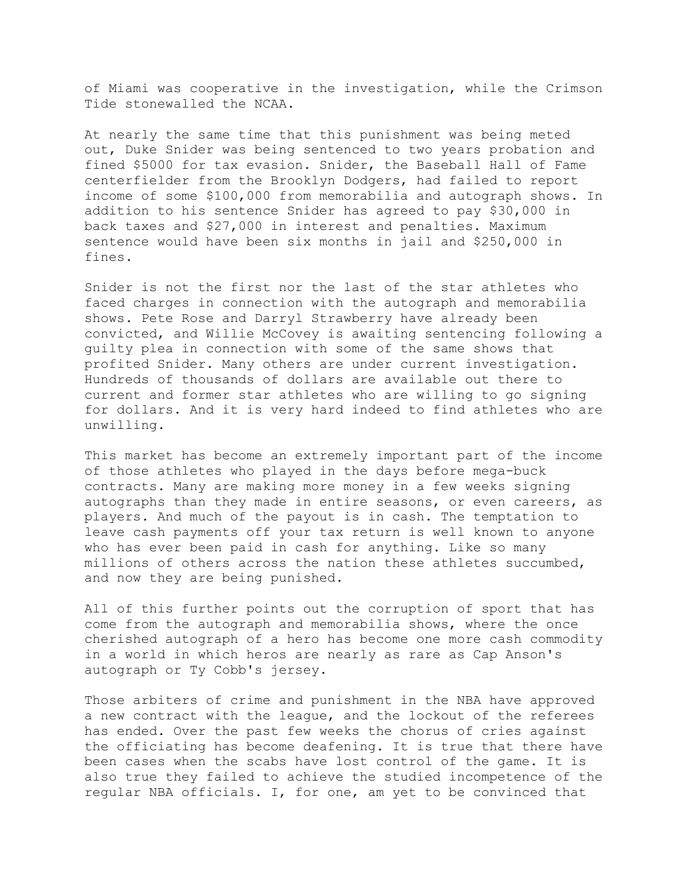of Miami was cooperative in the investigation, while the Crimson Tide stonewalled the NCAA.

At nearly the same time that this punishment was being meted out, Duke Snider was being sentenced to two years probation and fined $5000 for tax evasion. Snider, the Baseball Hall of Fame centerfielder from the Brooklyn Dodgers, had failed to report income of some $100,000 from memorabilia and autograph shows. In addition to his sentence Snider has agreed to pay $30,000 in back taxes and $27,000 in interest and penalties. Maximum sentence would have been six months in jail and $250,000 in fines.

Snider is not the first nor the last of the star athletes who faced charges in connection with the autograph and memorabilia shows. Pete Rose and Darryl Strawberry have already been convicted, and Willie McCovey is awaiting sentencing following a guilty plea in connection with some of the same shows that profited Snider. Many others are under current investigation. Hundreds of thousands of dollars are available out there to current and former star athletes who are willing to go signing for dollars. And it is very hard indeed to find athletes who are unwilling.

This market has become an extremely important part of the income of those athletes who played in the days before mega-buck contracts. Many are making more money in a few weeks signing autographs than they made in entire seasons, or even careers, as players. And much of the payout is in cash. The temptation to leave cash payments off your tax return is well known to anyone who has ever been paid in cash for anything. Like so many millions of others across the nation these athletes succumbed, and now they are being punished.

All of this further points out the corruption of sport that has come from the autograph and memorabilia shows, where the once cherished autograph of a hero has become one more cash commodity in a world in which heros are nearly as rare as Cap Anson's autograph or Ty Cobb's jersey.

Those arbiters of crime and punishment in the NBA have approved a new contract with the league, and the lockout of the referees has ended. Over the past few weeks the chorus of cries against the officiating has become deafening. It is true that there have been cases when the scabs have lost control of the game. It is also true they failed to achieve the studied incompetence of the regular NBA officials. I, for one, am yet to be convinced that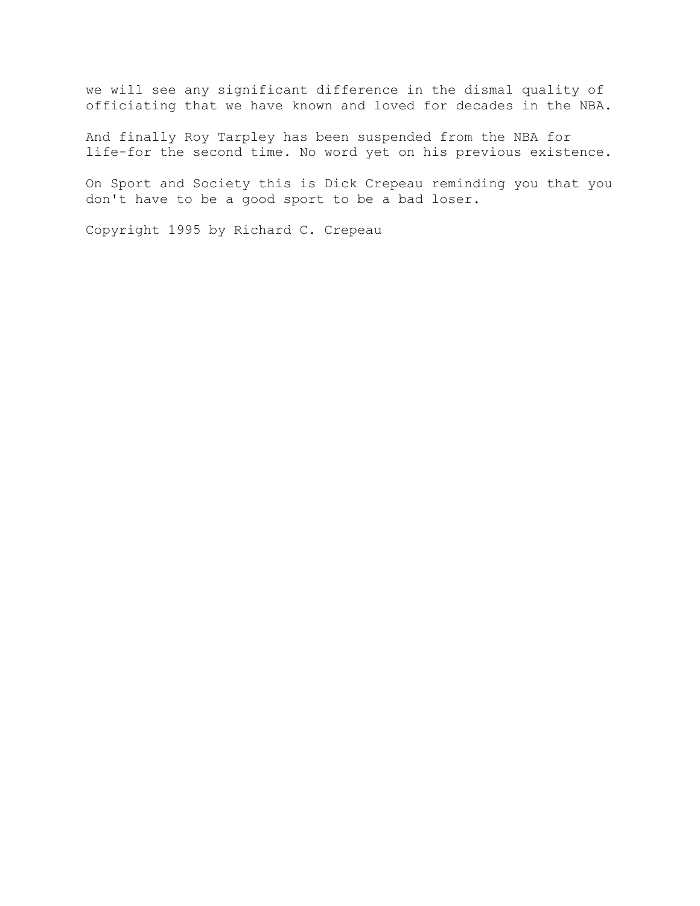we will see any significant difference in the dismal quality of officiating that we have known and loved for decades in the NBA.

And finally Roy Tarpley has been suspended from the NBA for life-for the second time. No word yet on his previous existence.

On Sport and Society this is Dick Crepeau reminding you that you don't have to be a good sport to be a bad loser.

Copyright 1995 by Richard C. Crepeau